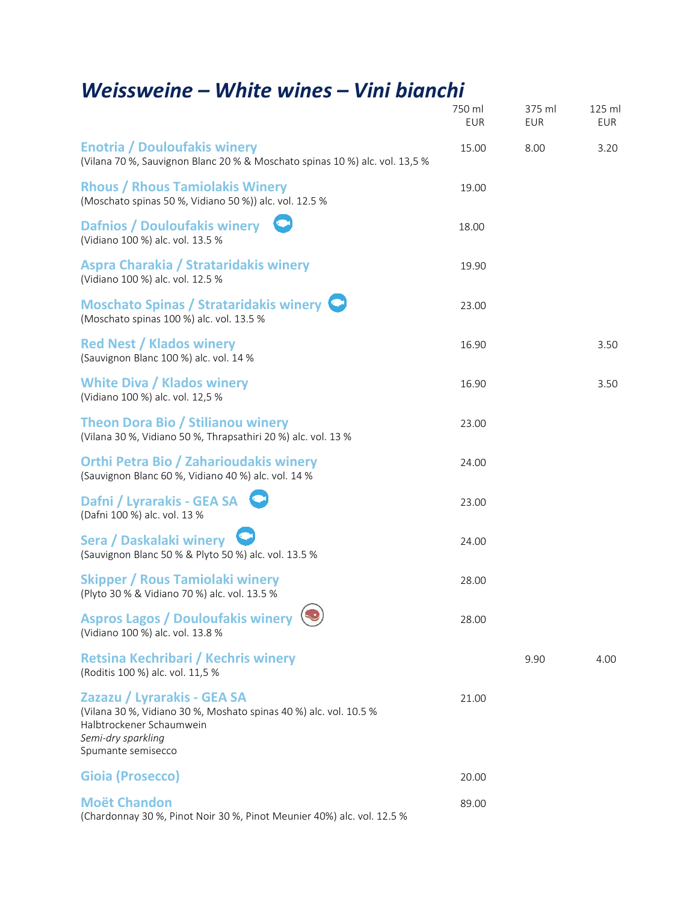# *Weissweine – White wines – Vini bianchi*

| | 750 ml EUR | 375 ml EUR | 125 ml EUR |
|---|---|---|---|
| **Enotria / Douloufakis winery**<br>(Vilana 70 %, Sauvignon Blanc 20 % & Moschato spinas 10 %) alc. vol. 13,5 % | 15.00 | 8.00 | 3.20 |
| **Rhous / Rhous Tamiolakis Winery**<br>(Moschato spinas 50 %, Vidiano 50 %)) alc. vol. 12.5 % | 19.00 | | |
| **Dafnios / Douloufakis winery**<br>(Vidiano 100 %) alc. vol. 13.5 % | 18.00 | | |
| **Aspra Charakia / Strataridakis winery**<br>(Vidiano 100 %) alc. vol. 12.5 % | 19.90 | | |
| **Moschato Spinas / Strataridakis winery**<br>(Moschato spinas 100 %) alc. vol. 13.5 % | 23.00 | | |
| **Red Nest / Klados winery**<br>(Sauvignon Blanc 100 %) alc. vol. 14 % | 16.90 | | 3.50 |
| **White Diva / Klados winery**<br>(Vidiano 100 %) alc. vol. 12,5 % | 16.90 | | 3.50 |
| **Theon Dora Bio / Stilianou winery**<br>(Vilana 30 %, Vidiano 50 %, Thrapsathiri 20 %) alc. vol. 13 % | 23.00 | | |
| **Orthi Petra Bio / Zaharioudakis winery**<br>(Sauvignon Blanc 60 %, Vidiano 40 %) alc. vol. 14 % | 24.00 | | |
| **Dafni / Lyrarakis - GEA SA**<br>(Dafni 100 %) alc. vol. 13 % | 23.00 | | |
| **Sera / Daskalaki winery**<br>(Sauvignon Blanc 50 % & Plyto 50 %) alc. vol. 13.5 % | 24.00 | | |
| **Skipper / Rous Tamiolaki winery**<br>(Plyto 30 % & Vidiano 70 %) alc. vol. 13.5 % | 28.00 | | |
| **Aspros Lagos / Douloufakis winery**<br>(Vidiano 100 %) alc. vol. 13.8 % | 28.00 | | |
| **Retsina Kechribari / Kechris winery**<br>(Roditis 100 %) alc. vol. 11,5 % | | 9.90 | 4.00 |
| **Zazazu / Lyrarakis - GEA SA**<br>(Vilana 30 %, Vidiano 30 %, Moshato spinas 40 %) alc. vol. 10.5 %<br>Halbtrockener Schaumwein<br>*Semi-dry sparkling*<br>Spumante semisecco | 21.00 | | |
| **Gioia (Prosecco)** | 20.00 | | |
| **Moët Chandon**<br>(Chardonnay 30 %, Pinot Noir 30 %, Pinot Meunier 40%) alc. vol. 12.5 % | 89.00 | | |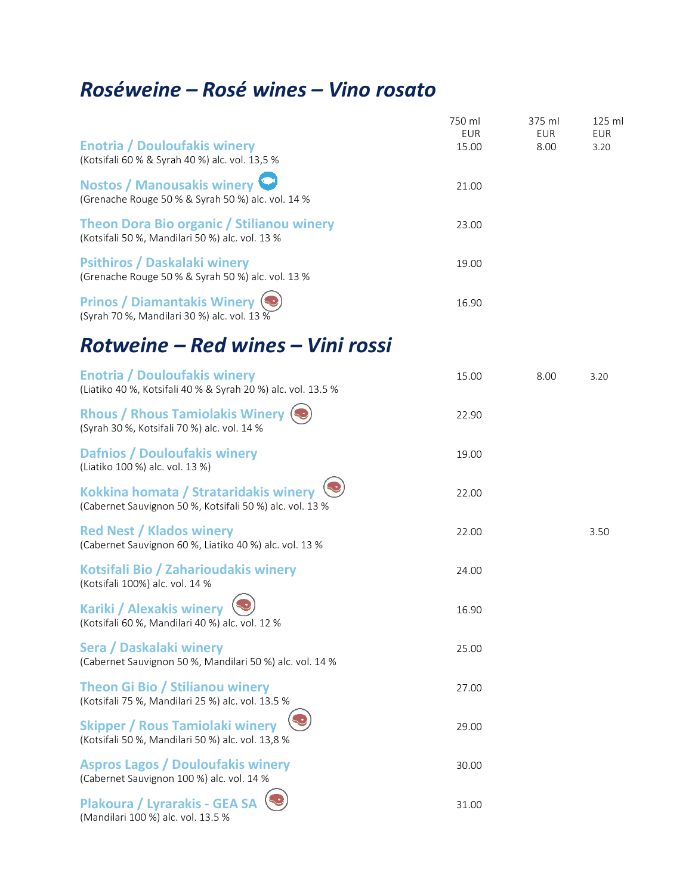# Roséweine – Rosé wines – Vino rosato

| | 750 ml EUR | 375 ml EUR | 125 ml EUR |
|---|---|---|---|
| Enotria / Douloufakis winery<br>(Kotsifali 60 % & Syrah 40 %) alc. vol. 13,5 % | 15.00 | 8.00 | 3.20 |
| Nostos / Manousakis winery<br>(Grenache Rouge 50 % & Syrah 50 %) alc. vol. 14 % | 21.00 | | |
| Theon Dora Bio organic / Stilianou winery<br>(Kotsifali 50 %, Mandilari 50 %) alc. vol. 13 % | 23.00 | | |
| Psithiros / Daskalaki winery<br>(Grenache Rouge 50 % & Syrah 50 %) alc. vol. 13 % | 19.00 | | |
| Prinos / Diamantakis Winery<br>(Syrah 70 %, Mandilari 30 %) alc. vol. 13 % | 16.90 | | |

# Rotweine – Red wines – Vini rossi

| | 750 ml EUR | 375 ml EUR | 125 ml EUR |
|---|---|---|---|
| Enotria / Douloufakis winery<br>(Liatiko 40 %, Kotsifali 40 % & Syrah 20 %) alc. vol. 13.5 % | 15.00 | 8.00 | 3.20 |
| Rhous / Rhous Tamiolakis Winery<br>(Syrah 30 %, Kotsifali 70 %) alc. vol. 14 % | 22.90 | | |
| Dafnios / Douloufakis winery<br>(Liatiko 100 %) alc. vol. 13 %) | 19.00 | | |
| Kokkina homata / Strataridakis winery<br>(Cabernet Sauvignon 50 %, Kotsifali 50 %) alc. vol. 13 % | 22.00 | | |
| Red Nest / Klados winery<br>(Cabernet Sauvignon 60 %, Liatiko 40 %) alc. vol. 13 % | 22.00 | | 3.50 |
| Kotsifali Bio / Zaharioudakis winery<br>(Kotsifali 100%) alc. vol. 14 % | 24.00 | | |
| Kariki / Alexakis winery<br>(Kotsifali 60 %, Mandilari 40 %) alc. vol. 12 % | 16.90 | | |
| Sera / Daskalaki winery<br>(Cabernet Sauvignon 50 %, Mandilari 50 %) alc. vol. 14 % | 25.00 | | |
| Theon Gi Bio / Stilianou winery<br>(Kotsifali 75 %, Mandilari 25 %) alc. vol. 13.5 % | 27.00 | | |
| Skipper / Rous Tamiolaki winery<br>(Kotsifali 50 %, Mandilari 50 %) alc. vol. 13,8 % | 29.00 | | |
| Aspros Lagos / Douloufakis winery<br>(Cabernet Sauvignon 100 %) alc. vol. 14 % | 30.00 | | |
| Plakoura / Lyrarakis - GEA SA<br>(Mandilari 100 %) alc. vol. 13.5 % | 31.00 | | |